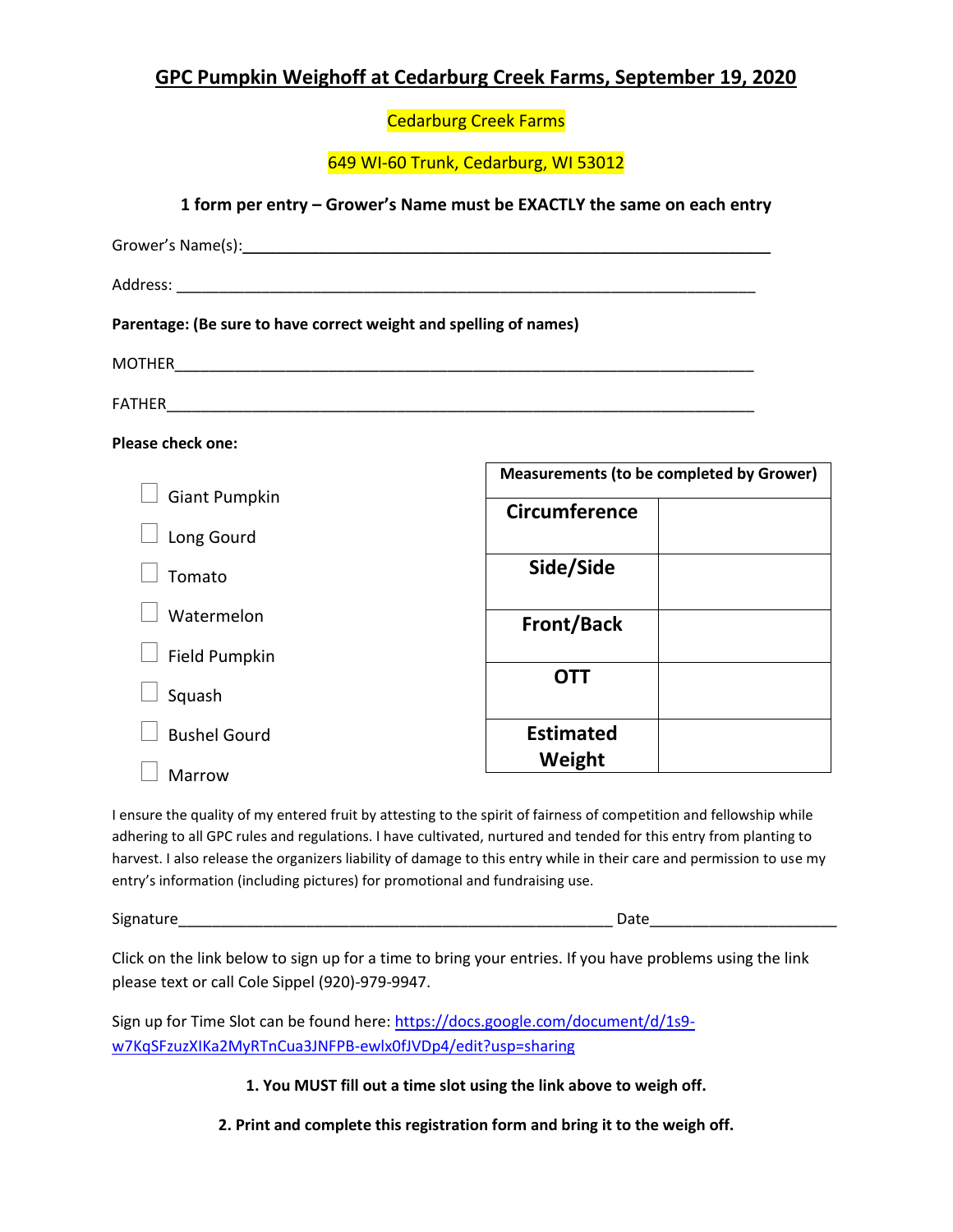# GPC Pumpkin Weighoff at Cedarburg Creek Farms, September 19, 2020

Cedarburg Creek Farms

649 WI-60 Trunk, Cedarburg, WI 53012

**1 form per entry – Grower's Name must be EXACTLY the same on each entry**

Grower's Name(s):_______________________________________________________________

Address: _______________________________________________________________

**Parentage: (Be sure to have correct weight and spelling of names)**

MOTHER_______________________________________________________________

FATHER_______________________________________________________________

**Please check one:**

- ☐ Giant Pumpkin
- ☐ Long Gourd
- ☐ Tomato
- ☐ Watermelon
- ☐ Field Pumpkin
- ☐ Squash
- ☐ Bushel Gourd
- ☐ Marrow

| Measurements (to be completed by Grower) | |
|---|---|
| **Circumference** | |
| **Side/Side** | |
| **Front/Back** | |
| **OTT** | |
| **Estimated Weight** | |

I ensure the quality of my entered fruit by attesting to the spirit of fairness of competition and fellowship while adhering to all GPC rules and regulations. I have cultivated, nurtured and tended for this entry from planting to harvest. I also release the organizers liability of damage to this entry while in their care and permission to use my entry's information (including pictures) for promotional and fundraising use.

Signature_____________________________________________ Date____________________

Click on the link below to sign up for a time to bring your entries. If you have problems using the link please text or call Cole Sippel (920)-979-9947.

Sign up for Time Slot can be found here: [https://docs.google.com/document/d/1s9-w7KqSFzuzXIKa2MyRTnCua3JNFPB-ewlx0fJVDp4/edit?usp=sharing](https://docs.google.com/document/d/1s9-w7KqSFzuzXIKa2MyRTnCua3JNFPB-ewlx0fJVDp4/edit?usp=sharing)

**1. You MUST fill out a time slot using the link above to weigh off.**

**2. Print and complete this registration form and bring it to the weigh off.**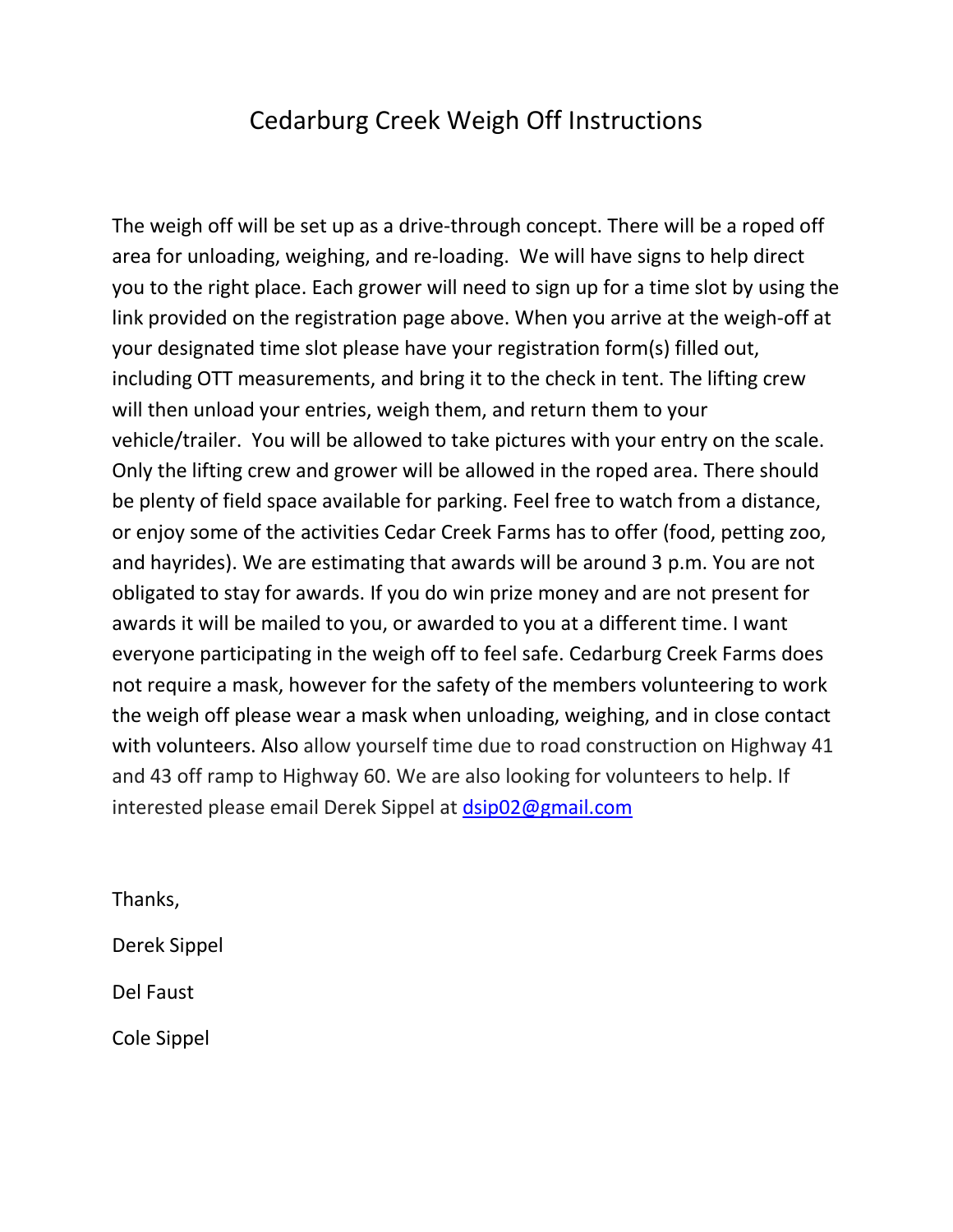# Cedarburg Creek Weigh Off Instructions

The weigh off will be set up as a drive-through concept. There will be a roped off area for unloading, weighing, and re-loading. We will have signs to help direct you to the right place. Each grower will need to sign up for a time slot by using the link provided on the registration page above. When you arrive at the weigh-off at your designated time slot please have your registration form(s) filled out, including OTT measurements, and bring it to the check in tent. The lifting crew will then unload your entries, weigh them, and return them to your vehicle/trailer. You will be allowed to take pictures with your entry on the scale. Only the lifting crew and grower will be allowed in the roped area. There should be plenty of field space available for parking. Feel free to watch from a distance, or enjoy some of the activities Cedar Creek Farms has to offer (food, petting zoo, and hayrides). We are estimating that awards will be around 3 p.m. You are not obligated to stay for awards. If you do win prize money and are not present for awards it will be mailed to you, or awarded to you at a different time. I want everyone participating in the weigh off to feel safe. Cedarburg Creek Farms does not require a mask, however for the safety of the members volunteering to work the weigh off please wear a mask when unloading, weighing, and in close contact with volunteers. Also allow yourself time due to road construction on Highway 41 and 43 off ramp to Highway 60. We are also looking for volunteers to help. If interested please email Derek Sippel at [dsip02@gmail.com](mailto:dsip02@gmail.com)

Thanks,

Derek Sippel

Del Faust

Cole Sippel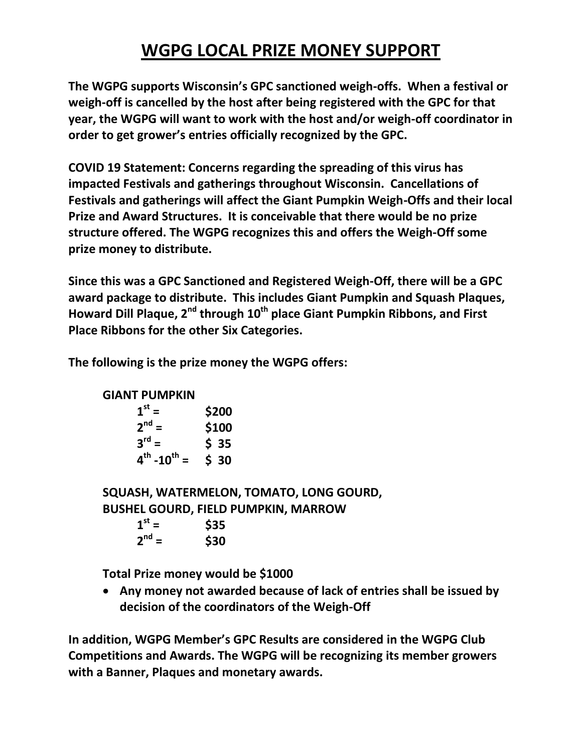# WGPG LOCAL PRIZE MONEY SUPPORT

**The WGPG supports Wisconsin's GPC sanctioned weigh-offs. When a festival or weigh-off is cancelled by the host after being registered with the GPC for that year, the WGPG will want to work with the host and/or weigh-off coordinator in order to get grower's entries officially recognized by the GPC.**

**COVID 19 Statement: Concerns regarding the spreading of this virus has impacted Festivals and gatherings throughout Wisconsin. Cancellations of Festivals and gatherings will affect the Giant Pumpkin Weigh-Offs and their local Prize and Award Structures. It is conceivable that there would be no prize structure offered. The WGPG recognizes this and offers the Weigh-Off some prize money to distribute.**

**Since this was a GPC Sanctioned and Registered Weigh-Off, there will be a GPC award package to distribute. This includes Giant Pumpkin and Squash Plaques, Howard Dill Plaque, 2nd through 10th place Giant Pumpkin Ribbons, and First Place Ribbons for the other Six Categories.**

**The following is the prize money the WGPG offers:**

**GIANT PUMPKIN**

| | |
|---|---|
| **1st =** | **$200** |
| **2nd =** | **$100** |
| **3rd =** | **$ 35** |
| **4th -10th =** | **$ 30** |

**SQUASH, WATERMELON, TOMATO, LONG GOURD, BUSHEL GOURD, FIELD PUMPKIN, MARROW**

| | |
|---|---|
| **1st =** | **$35** |
| **2nd =** | **$30** |

**Total Prize money would be $1000**

- **Any money not awarded because of lack of entries shall be issued by decision of the coordinators of the Weigh-Off**

**In addition, WGPG Member's GPC Results are considered in the WGPG Club Competitions and Awards. The WGPG will be recognizing its member growers with a Banner, Plaques and monetary awards.**